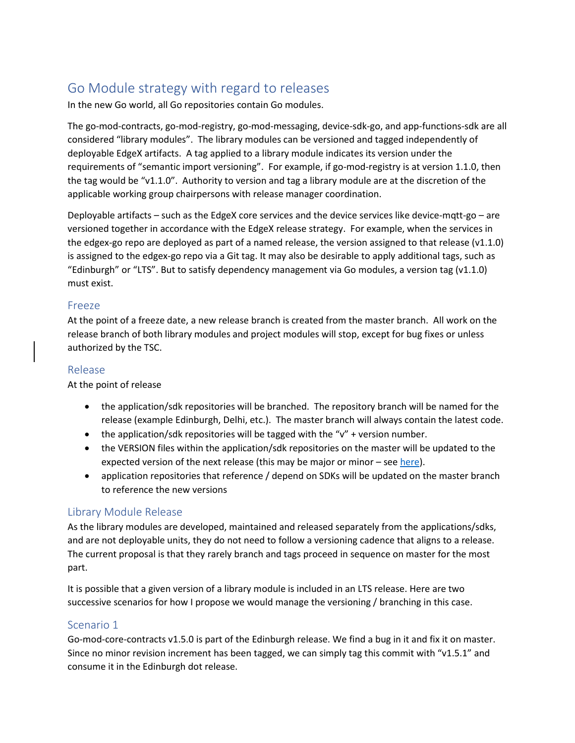## Go Module strategy with regard to releases

In the new Go world, all Go repositories contain Go modules.

The go-mod-contracts, go-mod-registry, go-mod-messaging, device-sdk-go, and app-functions-sdk are all considered "library modules". The library modules can be versioned and tagged independently of deployable EdgeX artifacts. A tag applied to a library module indicates its version under the requirements of "semantic import versioning". For example, if go-mod-registry is at version 1.1.0, then the tag would be "v1.1.0". Authority to version and tag a library module are at the discretion of the applicable working group chairpersons with release manager coordination.

Deployable artifacts – such as the EdgeX core services and the device services like device-mqtt-go – are versioned together in accordance with the EdgeX release strategy. For example, when the services in the edgex-go repo are deployed as part of a named release, the version assigned to that release (v1.1.0) is assigned to the edgex-go repo via a Git tag. It may also be desirable to apply additional tags, such as "Edinburgh" or "LTS". But to satisfy dependency management via Go modules, a version tag (v1.1.0) must exist.

### Freeze

At the point of a freeze date, a new release branch is created from the master branch. All work on the release branch of both library modules and project modules will stop, except for bug fixes or unless authorized by the TSC.

### Release

At the point of release

- the application/sdk repositories will be branched. The repository branch will be named for the release (example Edinburgh, Delhi, etc.). The master branch will always contain the latest code.
- the application/sdk repositories will be tagged with the "v" + version number.
- the VERSION files within the application/sdk repositories on the master will be updated to the expected version of the next release (this may be major or minor – see here).
- application repositories that reference / depend on SDKs will be updated on the master branch to reference the new versions

### Library Module Release

As the library modules are developed, maintained and released separately from the applications/sdks, and are not deployable units, they do not need to follow a versioning cadence that aligns to a release. The current proposal is that they rarely branch and tags proceed in sequence on master for the most part.

It is possible that a given version of a library module is included in an LTS release. Here are two successive scenarios for how I propose we would manage the versioning / branching in this case.

### Scenario 1

Go-mod-core-contracts v1.5.0 is part of the Edinburgh release. We find a bug in it and fix it on master. Since no minor revision increment has been tagged, we can simply tag this commit with "v1.5.1" and consume it in the Edinburgh dot release.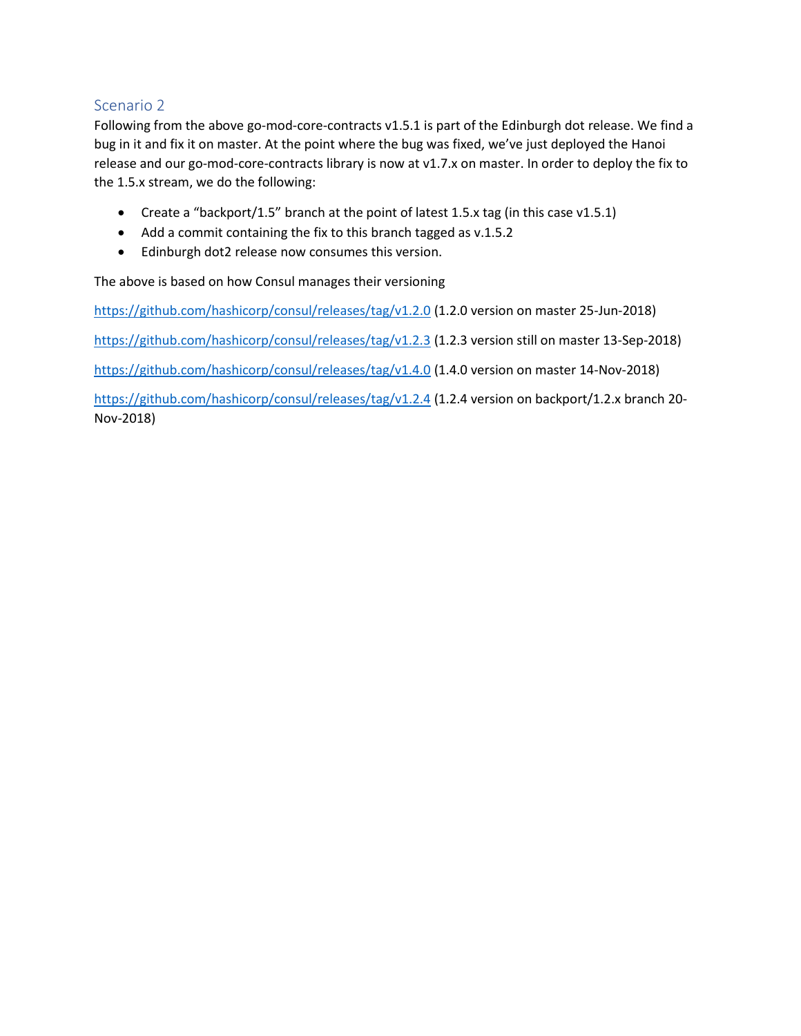## Scenario 2

Following from the above go-mod-core-contracts v1.5.1 is part of the Edinburgh dot release. We find a bug in it and fix it on master. At the point where the bug was fixed, we've just deployed the Hanoi release and our go-mod-core-contracts library is now at v1.7.x on master. In order to deploy the fix to the 1.5.x stream, we do the following:

- Create a "backport/1.5" branch at the point of latest 1.5.x tag (in this case v1.5.1)
- Add a commit containing the fix to this branch tagged as v.1.5.2
- Edinburgh dot2 release now consumes this version.

The above is based on how Consul manages their versioning

https://github.com/hashicorp/consul/releases/tag/v1.2.0 (1.2.0 version on master 25-Jun-2018)

https://github.com/hashicorp/consul/releases/tag/v1.2.3 (1.2.3 version still on master 13-Sep-2018)

https://github.com/hashicorp/consul/releases/tag/v1.4.0 (1.4.0 version on master 14-Nov-2018)

https://github.com/hashicorp/consul/releases/tag/v1.2.4 (1.2.4 version on backport/1.2.x branch 20-Nov-2018)